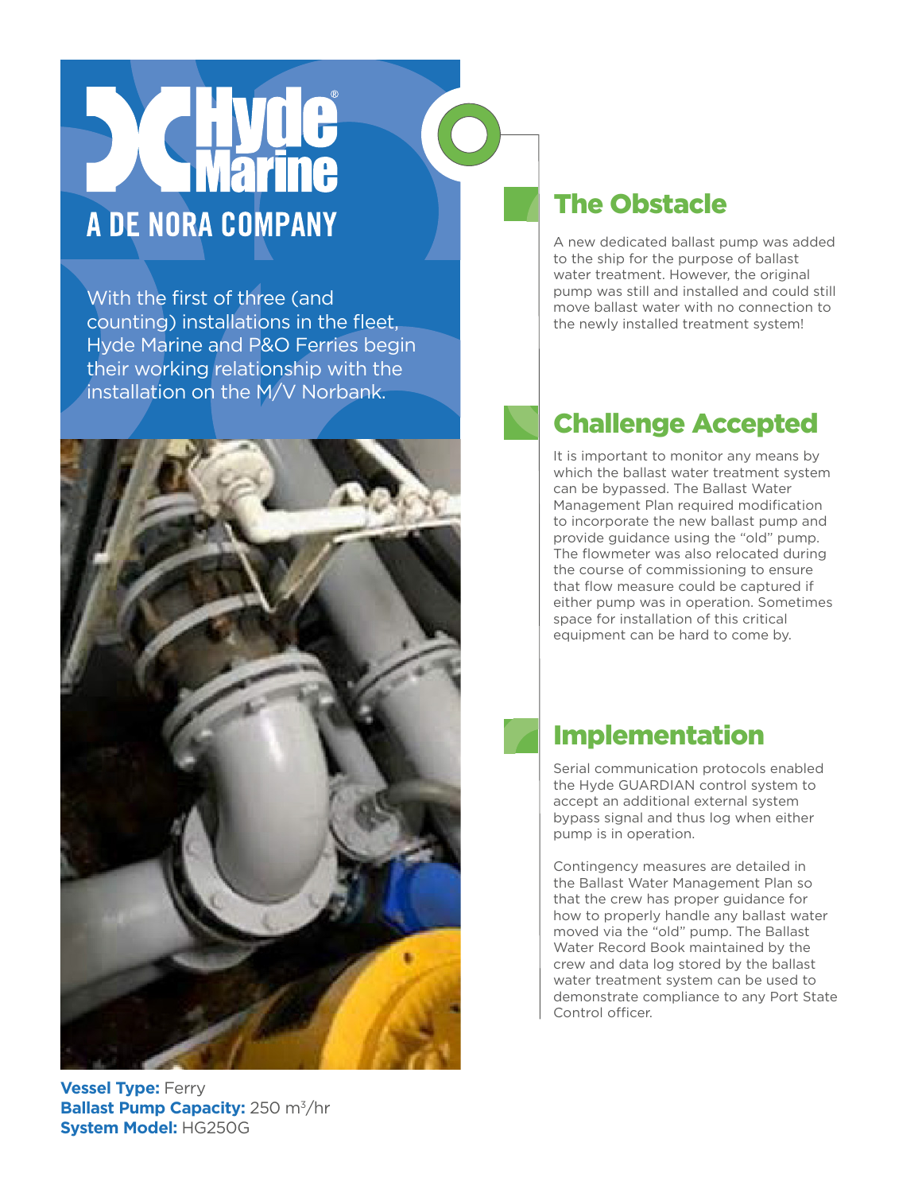# Hyde Marine

## A DE NORA COMPANY

With the first of three (and counting) installations in the fleet, Hyde Marine and P&O Ferries begin their working relationship with the installation on the M/V Norbank.

**Vessel Type:** Ferry
**Ballast Pump Capacity:** 250 $m^3$/hr
**System Model:** HG250G

## The Obstacle

A new dedicated ballast pump was added to the ship for the purpose of ballast water treatment. However, the original pump was still and installed and could still move ballast water with no connection to the newly installed treatment system!

## Challenge Accepted

It is important to monitor any means by which the ballast water treatment system can be bypassed. The Ballast Water Management Plan required modification to incorporate the new ballast pump and provide guidance using the "old" pump. The flowmeter was also relocated during the course of commissioning to ensure that flow measure could be captured if either pump was in operation. Sometimes space for installation of this critical equipment can be hard to come by.

## Implementation

Serial communication protocols enabled the Hyde GUARDIAN control system to accept an additional external system bypass signal and thus log when either pump is in operation.

Contingency measures are detailed in the Ballast Water Management Plan so that the crew has proper guidance for how to properly handle any ballast water moved via the "old" pump. The Ballast Water Record Book maintained by the crew and data log stored by the ballast water treatment system can be used to demonstrate compliance to any Port State Control officer.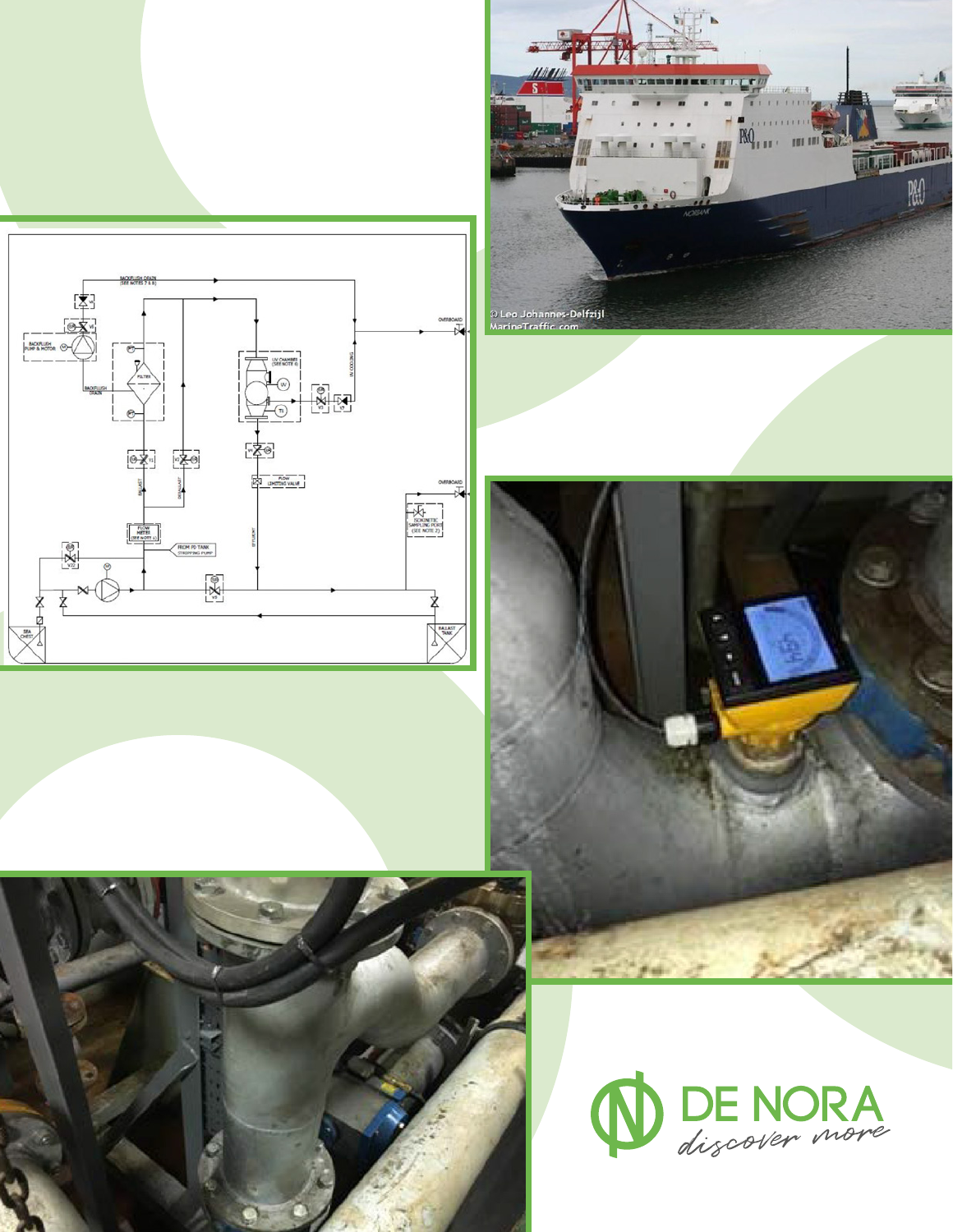DE NORA

*discover more*